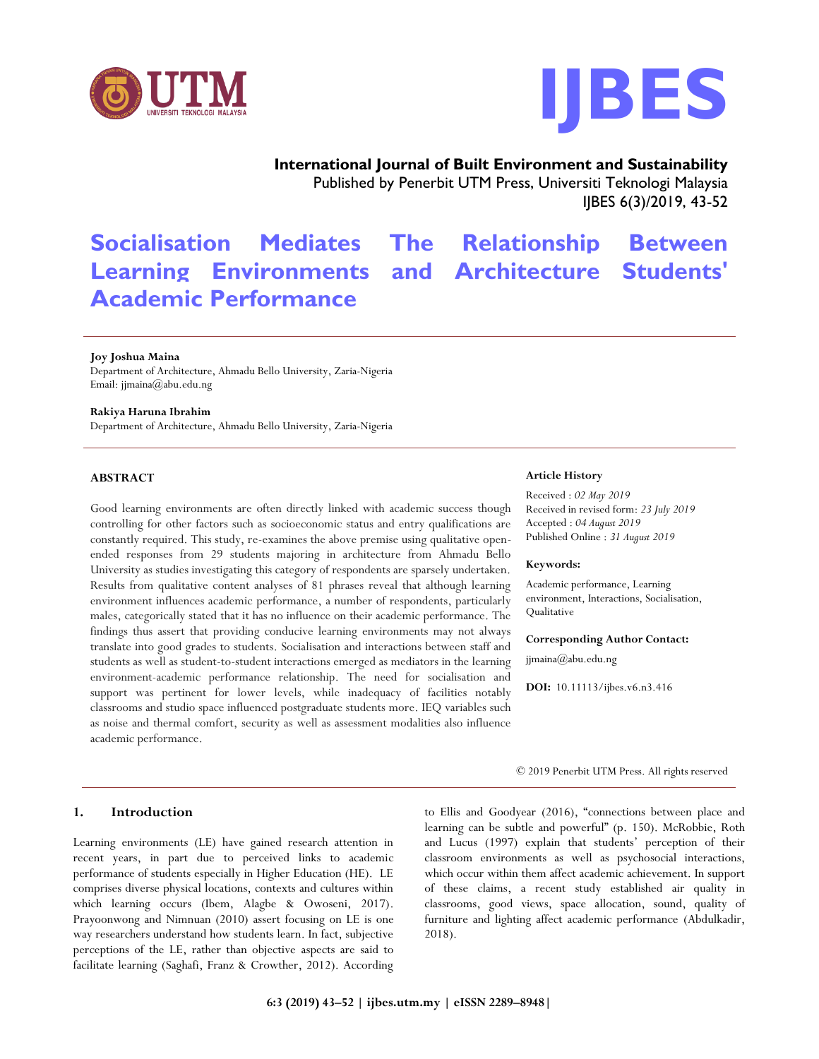**International Journal of Built Environment and Sustainability**
Published by Penerbit UTM Press, Universiti Teknologi Malaysia
IJBES 6(3)/2019, 43-52

# Socialisation Mediates The Relationship Between Learning Environments and Architecture Students' Academic Performance

**Joy Joshua Maina**
Department of Architecture, Ahmadu Bello University, Zaria-Nigeria
Email: jjmaina@abu.edu.ng

**Rakiya Haruna Ibrahim**
Department of Architecture, Ahmadu Bello University, Zaria-Nigeria

## ABSTRACT

Good learning environments are often directly linked with academic success though controlling for other factors such as socioeconomic status and entry qualifications are constantly required. This study, re-examines the above premise using qualitative open-ended responses from 29 students majoring in architecture from Ahmadu Bello University as studies investigating this category of respondents are sparsely undertaken. Results from qualitative content analyses of 81 phrases reveal that although learning environment influences academic performance, a number of respondents, particularly males, categorically stated that it has no influence on their academic performance. The findings thus assert that providing conducive learning environments may not always translate into good grades to students. Socialisation and interactions between staff and students as well as student-to-student interactions emerged as mediators in the learning environment-academic performance relationship. The need for socialisation and support was pertinent for lower levels, while inadequacy of facilities notably classrooms and studio space influenced postgraduate students more. IEQ variables such as noise and thermal comfort, security as well as assessment modalities also influence academic performance.

**Article History**

Received : *02 May 2019*
Received in revised form: *23 July 2019*
Accepted : *04 August 2019*
Published Online : *31 August 2019*

**Keywords:**

Academic performance, Learning environment, Interactions, Socialisation, Qualitative

**Corresponding Author Contact:**

jjmaina@abu.edu.ng

**DOI:** 10.11113/ijbes.v6.n3.416

© 2019 Penerbit UTM Press. All rights reserved

## 1. Introduction

Learning environments (LE) have gained research attention in recent years, in part due to perceived links to academic performance of students especially in Higher Education (HE). LE comprises diverse physical locations, contexts and cultures within which learning occurs (Ibem, Alagbe & Owoseni, 2017). Prayoonwong and Nimnuan (2010) assert focusing on LE is one way researchers understand how students learn. In fact, subjective perceptions of the LE, rather than objective aspects are said to facilitate learning (Saghafi, Franz & Crowther, 2012). According to Ellis and Goodyear (2016), "connections between place and learning can be subtle and powerful" (p. 150). McRobbie, Roth and Lucus (1997) explain that students' perception of their classroom environments as well as psychosocial interactions, which occur within them affect academic achievement. In support of these claims, a recent study established air quality in classrooms, good views, space allocation, sound, quality of furniture and lighting affect academic performance (Abdulkadir, 2018).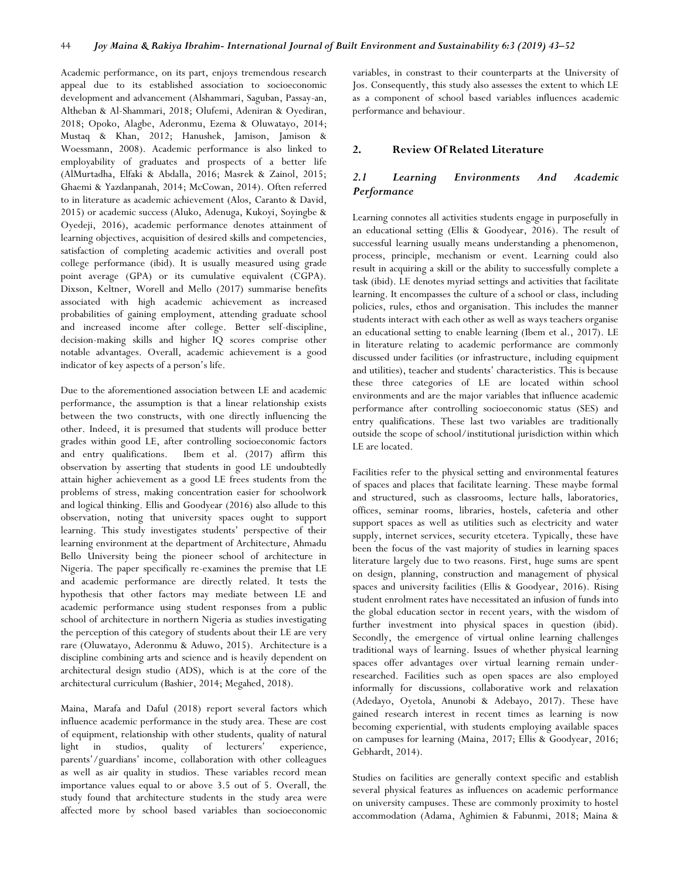Academic performance, on its part, enjoys tremendous research appeal due to its established association to socioeconomic development and advancement (Alshammari, Saguban, Passay-an, Altheban & Al-Shammari, 2018; Olufemi, Adeniran & Oyediran, 2018; Opoko, Alagbe, Aderonmu, Ezema & Oluwatayo, 2014; Mustaq & Khan, 2012; Hanushek, Jamison, Jamison & Woessmann, 2008). Academic performance is also linked to employability of graduates and prospects of a better life (AlMurtadha, Elfaki & Abdalla, 2016; Masrek & Zainol, 2015; Ghaemi & Yazdanpanah, 2014; McCowan, 2014). Often referred to in literature as academic achievement (Alos, Caranto & David, 2015) or academic success (Aluko, Adenuga, Kukoyi, Soyingbe & Oyedeji, 2016), academic performance denotes attainment of learning objectives, acquisition of desired skills and competencies, satisfaction of completing academic activities and overall post college performance (ibid). It is usually measured using grade point average (GPA) or its cumulative equivalent (CGPA). Dixson, Keltner, Worell and Mello (2017) summarise benefits associated with high academic achievement as increased probabilities of gaining employment, attending graduate school and increased income after college. Better self-discipline, decision-making skills and higher IQ scores comprise other notable advantages. Overall, academic achievement is a good indicator of key aspects of a person's life.

Due to the aforementioned association between LE and academic performance, the assumption is that a linear relationship exists between the two constructs, with one directly influencing the other. Indeed, it is presumed that students will produce better grades within good LE, after controlling socioeconomic factors and entry qualifications. Ibem et al. (2017) affirm this observation by asserting that students in good LE undoubtedly attain higher achievement as a good LE frees students from the problems of stress, making concentration easier for schoolwork and logical thinking. Ellis and Goodyear (2016) also allude to this observation, noting that university spaces ought to support learning. This study investigates students' perspective of their learning environment at the department of Architecture, Ahmadu Bello University being the pioneer school of architecture in Nigeria. The paper specifically re-examines the premise that LE and academic performance are directly related. It tests the hypothesis that other factors may mediate between LE and academic performance using student responses from a public school of architecture in northern Nigeria as studies investigating the perception of this category of students about their LE are very rare (Oluwatayo, Aderonmu & Aduwo, 2015). Architecture is a discipline combining arts and science and is heavily dependent on architectural design studio (ADS), which is at the core of the architectural curriculum (Bashier, 2014; Megahed, 2018).

Maina, Marafa and Daful (2018) report several factors which influence academic performance in the study area. These are cost of equipment, relationship with other students, quality of natural light in studios, quality of lecturers' experience, parents'/guardians' income, collaboration with other colleagues as well as air quality in studios. These variables record mean importance values equal to or above 3.5 out of 5. Overall, the study found that architecture students in the study area were affected more by school based variables than socioeconomic variables, in constrast to their counterparts at the University of Jos. Consequently, this study also assesses the extent to which LE as a component of school based variables influences academic performance and behaviour.

## 2. Review Of Related Literature

### *2.1 Learning Environments And Academic Performance*

Learning connotes all activities students engage in purposefully in an educational setting (Ellis & Goodyear, 2016). The result of successful learning usually means understanding a phenomenon, process, principle, mechanism or event. Learning could also result in acquiring a skill or the ability to successfully complete a task (ibid). LE denotes myriad settings and activities that facilitate learning. It encompasses the culture of a school or class, including policies, rules, ethos and organisation. This includes the manner students interact with each other as well as ways teachers organise an educational setting to enable learning (Ibem et al., 2017). LE in literature relating to academic performance are commonly discussed under facilities (or infrastructure, including equipment and utilities), teacher and students' characteristics. This is because these three categories of LE are located within school environments and are the major variables that influence academic performance after controlling socioeconomic status (SES) and entry qualifications. These last two variables are traditionally outside the scope of school/institutional jurisdiction within which LE are located.

Facilities refer to the physical setting and environmental features of spaces and places that facilitate learning. These maybe formal and structured, such as classrooms, lecture halls, laboratories, offices, seminar rooms, libraries, hostels, cafeteria and other support spaces as well as utilities such as electricity and water supply, internet services, security etcetera. Typically, these have been the focus of the vast majority of studies in learning spaces literature largely due to two reasons. First, huge sums are spent on design, planning, construction and management of physical spaces and university facilities (Ellis & Goodyear, 2016). Rising student enrolment rates have necessitated an infusion of funds into the global education sector in recent years, with the wisdom of further investment into physical spaces in question (ibid). Secondly, the emergence of virtual online learning challenges traditional ways of learning. Issues of whether physical learning spaces offer advantages over virtual learning remain under-researched. Facilities such as open spaces are also employed informally for discussions, collaborative work and relaxation (Adedayo, Oyetola, Anunobi & Adebayo, 2017). These have gained research interest in recent times as learning is now becoming experiential, with students employing available spaces on campuses for learning (Maina, 2017; Ellis & Goodyear, 2016; Gebhardt, 2014).

Studies on facilities are generally context specific and establish several physical features as influences on academic performance on university campuses. These are commonly proximity to hostel accommodation (Adama, Aghimien & Fabunmi, 2018; Maina &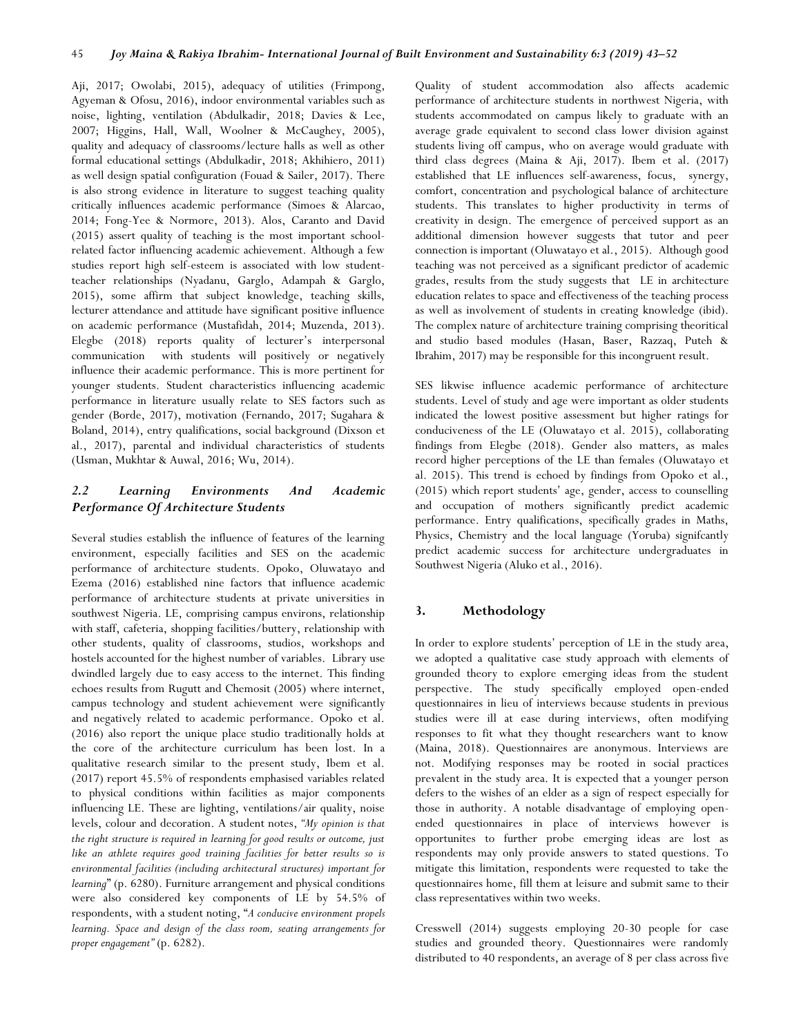Aji, 2017; Owolabi, 2015), adequacy of utilities (Frimpong, Agyeman & Ofosu, 2016), indoor environmental variables such as noise, lighting, ventilation (Abdulkadir, 2018; Davies & Lee, 2007; Higgins, Hall, Wall, Woolner & McCaughey, 2005), quality and adequacy of classrooms/lecture halls as well as other formal educational settings (Abdulkadir, 2018; Akhihiero, 2011) as well design spatial configuration (Fouad & Sailer, 2017). There is also strong evidence in literature to suggest teaching quality critically influences academic performance (Simoes & Alarcao, 2014; Fong-Yee & Normore, 2013). Alos, Caranto and David (2015) assert quality of teaching is the most important school-related factor influencing academic achievement. Although a few studies report high self-esteem is associated with low student-teacher relationships (Nyadanu, Garglo, Adampah & Garglo, 2015), some affirm that subject knowledge, teaching skills, lecturer attendance and attitude have significant positive influence on academic performance (Mustafidah, 2014; Muzenda, 2013). Elegbe (2018) reports quality of lecturer's interpersonal communication with students will positively or negatively influence their academic performance. This is more pertinent for younger students. Student characteristics influencing academic performance in literature usually relate to SES factors such as gender (Borde, 2017), motivation (Fernando, 2017; Sugahara & Boland, 2014), entry qualifications, social background (Dixson et al., 2017), parental and individual characteristics of students (Usman, Mukhtar & Auwal, 2016; Wu, 2014).

### *2.2 Learning Environments And Academic Performance Of Architecture Students*

Several studies establish the influence of features of the learning environment, especially facilities and SES on the academic performance of architecture students. Opoko, Oluwatayo and Ezema (2016) established nine factors that influence academic performance of architecture students at private universities in southwest Nigeria. LE, comprising campus environs, relationship with staff, cafeteria, shopping facilities/buttery, relationship with other students, quality of classrooms, studios, workshops and hostels accounted for the highest number of variables. Library use dwindled largely due to easy access to the internet. This finding echoes results from Rugutt and Chemosit (2005) where internet, campus technology and student achievement were significantly and negatively related to academic performance. Opoko et al. (2016) also report the unique place studio traditionally holds at the core of the architecture curriculum has been lost. In a qualitative research similar to the present study, Ibem et al. (2017) report 45.5% of respondents emphasised variables related to physical conditions within facilities as major components influencing LE. These are lighting, ventilations/air quality, noise levels, colour and decoration. A student notes, *"My opinion is that the right structure is required in learning for good results or outcome, just like an athlete requires good training facilities for better results so is environmental facilities (including architectural structures) important for learning*" (p. 6280). Furniture arrangement and physical conditions were also considered key components of LE by 54.5% of respondents, with a student noting, "*A conducive environment propels learning. Space and design of the class room, seating arrangements for proper engagement"* (p. 6282).

Quality of student accommodation also affects academic performance of architecture students in northwest Nigeria, with students accommodated on campus likely to graduate with an average grade equivalent to second class lower division against students living off campus, who on average would graduate with third class degrees (Maina & Aji, 2017). Ibem et al. (2017) established that LE influences self-awareness, focus, synergy, comfort, concentration and psychological balance of architecture students. This translates to higher productivity in terms of creativity in design. The emergence of perceived support as an additional dimension however suggests that tutor and peer connection is important (Oluwatayo et al., 2015). Although good teaching was not perceived as a significant predictor of academic grades, results from the study suggests that LE in architecture education relates to space and effectiveness of the teaching process as well as involvement of students in creating knowledge (ibid). The complex nature of architecture training comprising theoritical and studio based modules (Hasan, Baser, Razzaq, Puteh & Ibrahim, 2017) may be responsible for this incongruent result.

SES likwise influence academic performance of architecture students. Level of study and age were important as older students indicated the lowest positive assessment but higher ratings for conduciveness of the LE (Oluwatayo et al. 2015), collaborating findings from Elegbe (2018). Gender also matters, as males record higher perceptions of the LE than females (Oluwatayo et al. 2015). This trend is echoed by findings from Opoko et al., (2015) which report students' age, gender, access to counselling and occupation of mothers significantly predict academic performance. Entry qualifications, specifically grades in Maths, Physics, Chemistry and the local language (Yoruba) signifcantly predict academic success for architecture undergraduates in Southwest Nigeria (Aluko et al., 2016).

## 3. Methodology

In order to explore students' perception of LE in the study area, we adopted a qualitative case study approach with elements of grounded theory to explore emerging ideas from the student perspective. The study specifically employed open-ended questionnaires in lieu of interviews because students in previous studies were ill at ease during interviews, often modifying responses to fit what they thought researchers want to know (Maina, 2018). Questionnaires are anonymous. Interviews are not. Modifying responses may be rooted in social practices prevalent in the study area. It is expected that a younger person defers to the wishes of an elder as a sign of respect especially for those in authority. A notable disadvantage of employing open-ended questionnaires in place of interviews however is opportunites to further probe emerging ideas are lost as respondents may only provide answers to stated questions. To mitigate this limitation, respondents were requested to take the questionnaires home, fill them at leisure and submit same to their class representatives within two weeks.

Cresswell (2014) suggests employing 20-30 people for case studies and grounded theory. Questionnaires were randomly distributed to 40 respondents, an average of 8 per class across five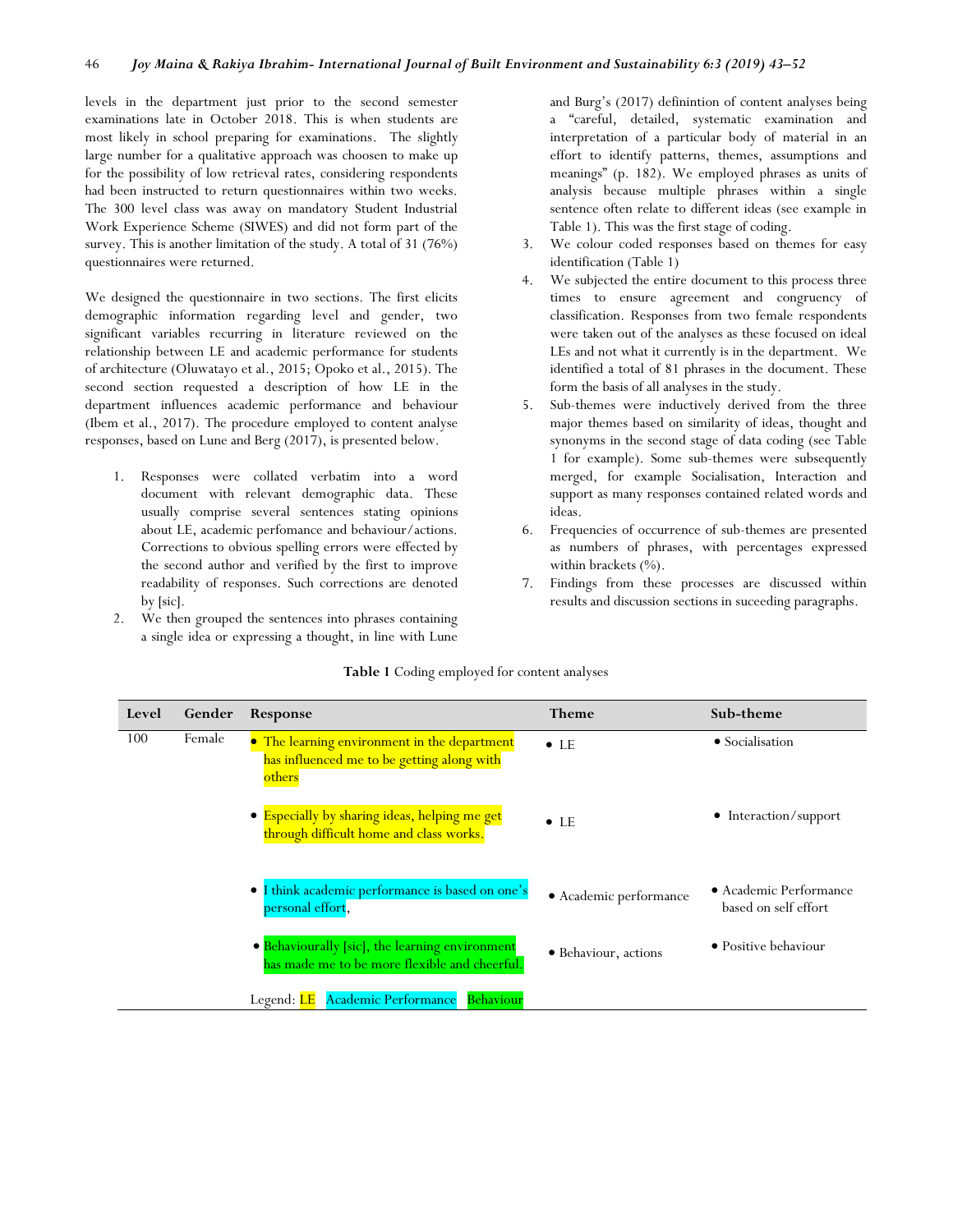levels in the department just prior to the second semester examinations late in October 2018. This is when students are most likely in school preparing for examinations. The slightly large number for a qualitative approach was choosen to make up for the possibility of low retrieval rates, considering respondents had been instructed to return questionnaires within two weeks. The 300 level class was away on mandatory Student Industrial Work Experience Scheme (SIWES) and did not form part of the survey. This is another limitation of the study. A total of 31 (76%) questionnaires were returned.

We designed the questionnaire in two sections. The first elicits demographic information regarding level and gender, two significant variables recurring in literature reviewed on the relationship between LE and academic performance for students of architecture (Oluwatayo et al., 2015; Opoko et al., 2015). The second section requested a description of how LE in the department influences academic performance and behaviour (Ibem et al., 2017). The procedure employed to content analyse responses, based on Lune and Berg (2017), is presented below.

1. Responses were collated verbatim into a word document with relevant demographic data. These usually comprise several sentences stating opinions about LE, academic perfomance and behaviour/actions. Corrections to obvious spelling errors were effected by the second author and verified by the first to improve readability of responses. Such corrections are denoted by [sic].
2. We then grouped the sentences into phrases containing a single idea or expressing a thought, in line with Lune and Burg's (2017) definintion of content analyses being a "careful, detailed, systematic examination and interpretation of a particular body of material in an effort to identify patterns, themes, assumptions and meanings" (p. 182). We employed phrases as units of analysis because multiple phrases within a single sentence often relate to different ideas (see example in Table 1). This was the first stage of coding.
3. We colour coded responses based on themes for easy identification (Table 1)
4. We subjected the entire document to this process three times to ensure agreement and congruency of classification. Responses from two female respondents were taken out of the analyses as these focused on ideal LEs and not what it currently is in the department. We identified a total of 81 phrases in the document. These form the basis of all analyses in the study.
5. Sub-themes were inductively derived from the three major themes based on similarity of ideas, thought and synonyms in the second stage of data coding (see Table 1 for example). Some sub-themes were subsequently merged, for example Socialisation, Interaction and support as many responses contained related words and ideas.
6. Frequencies of occurrence of sub-themes are presented as numbers of phrases, with percentages expressed within brackets (%).
7. Findings from these processes are discussed within results and discussion sections in suceeding paragraphs.

**Table 1** Coding employed for content analyses

| Level | Gender | Response | Theme | Sub-theme |
|---|---|---|---|---|
| 100 | Female | • The learning environment in the department has influenced me to be getting along with others | • LE | • Socialisation |
| | | • Especially by sharing ideas, helping me get through difficult home and class works. | • LE | • Interaction/support |
| | | • I think academic performance is based on one's personal effort, | • Academic performance | • Academic Performance based on self effort |
| | | • Behaviourally [sic], the learning environment has made me to be more flexible and cheerful. | • Behaviour, actions | • Positive behaviour |
| | | Legend: LE Academic Performance Behaviour | | |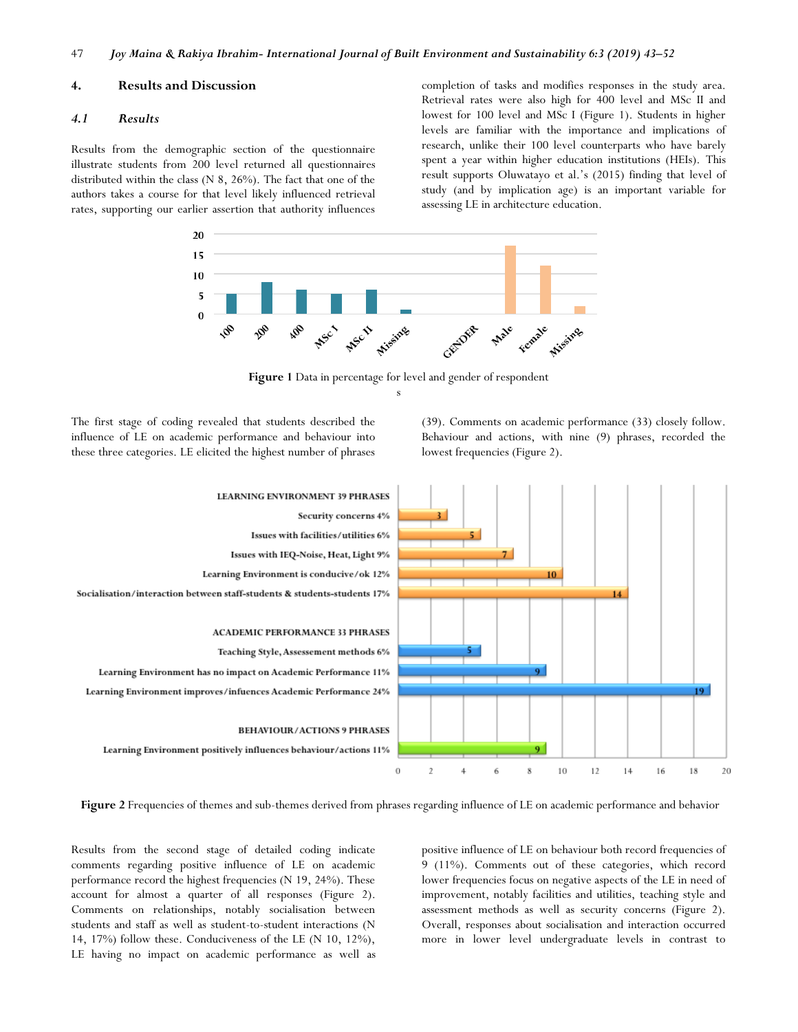## 4. Results and Discussion

### *4.1 Results*

Results from the demographic section of the questionnaire illustrate students from 200 level returned all questionnaires distributed within the class (N 8, 26%). The fact that one of the authors takes a course for that level likely influenced retrieval rates, supporting our earlier assertion that authority influences completion of tasks and modifies responses in the study area. Retrieval rates were also high for 400 level and MSc II and lowest for 100 level and MSc I (Figure 1). Students in higher levels are familiar with the importance and implications of research, unlike their 100 level counterparts who have barely spent a year within higher education institutions (HEIs). This result supports Oluwatayo et al.'s (2015) finding that level of study (and by implication age) is an important variable for assessing LE in architecture education.

**Figure 1** Data in percentage for level and gender of respondents

The first stage of coding revealed that students described the influence of LE on academic performance and behaviour into these three categories. LE elicited the highest number of phrases (39). Comments on academic performance (33) closely follow. Behaviour and actions, with nine (9) phrases, recorded the lowest frequencies (Figure 2).

**Figure 2** Frequencies of themes and sub-themes derived from phrases regarding influence of LE on academic performance and behavior

Results from the second stage of detailed coding indicate comments regarding positive influence of LE on academic performance record the highest frequencies (N 19, 24%). These account for almost a quarter of all responses (Figure 2). Comments on relationships, notably socialisation between students and staff as well as student-to-student interactions (N 14, 17%) follow these. Conduciveness of the LE (N 10, 12%), LE having no impact on academic performance as well as positive influence of LE on behaviour both record frequencies of 9 (11%). Comments out of these categories, which record lower frequencies focus on negative aspects of the LE in need of improvement, notably facilities and utilities, teaching style and assessment methods as well as security concerns (Figure 2). Overall, responses about socialisation and interaction occurred more in lower level undergraduate levels in contrast to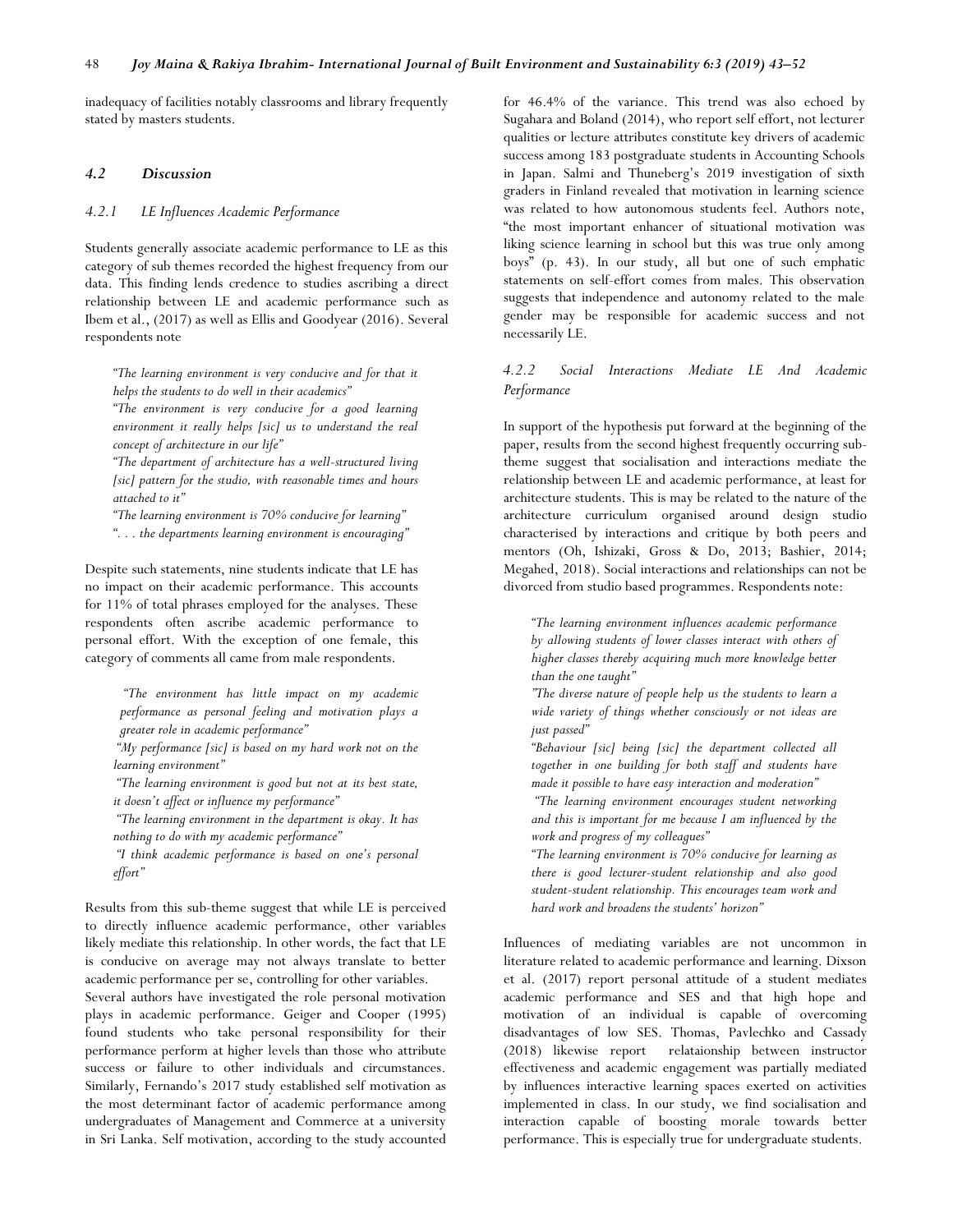inadequacy of facilities notably classrooms and library frequently stated by masters students.

### *4.2 Discussion*

#### *4.2.1 LE Influences Academic Performance*

Students generally associate academic performance to LE as this category of sub themes recorded the highest frequency from our data. This finding lends credence to studies ascribing a direct relationship between LE and academic performance such as Ibem et al., (2017) as well as Ellis and Goodyear (2016). Several respondents note

> *"The learning environment is very conducive and for that it helps the students to do well in their academics"*
> *"The environment is very conducive for a good learning environment it really helps [sic] us to understand the real concept of architecture in our life"*
> *"The department of architecture has a well-structured living [sic] pattern for the studio, with reasonable times and hours attached to it"*
> *"The learning environment is 70% conducive for learning"*
> *". . . the departments learning environment is encouraging"*

Despite such statements, nine students indicate that LE has no impact on their academic performance. This accounts for 11% of total phrases employed for the analyses. These respondents often ascribe academic performance to personal effort. With the exception of one female, this category of comments all came from male respondents.

> *"The environment has little impact on my academic performance as personal feeling and motivation plays a greater role in academic performance"*
> *"My performance [sic] is based on my hard work not on the learning environment"*
> *"The learning environment is good but not at its best state, it doesn't affect or influence my performance"*
> *"The learning environment in the department is okay. It has nothing to do with my academic performance"*
> *"I think academic performance is based on one's personal effort"*

Results from this sub-theme suggest that while LE is perceived to directly influence academic performance, other variables likely mediate this relationship. In other words, the fact that LE is conducive on average may not always translate to better academic performance per se, controlling for other variables.

Several authors have investigated the role personal motivation plays in academic performance. Geiger and Cooper (1995) found students who take personal responsibility for their performance perform at higher levels than those who attribute success or failure to other individuals and circumstances. Similarly, Fernando's 2017 study established self motivation as the most determinant factor of academic performance among undergraduates of Management and Commerce at a university in Sri Lanka. Self motivation, according to the study accounted for 46.4% of the variance. This trend was also echoed by Sugahara and Boland (2014), who report self effort, not lecturer qualities or lecture attributes constitute key drivers of academic success among 183 postgraduate students in Accounting Schools in Japan. Salmi and Thuneberg's 2019 investigation of sixth graders in Finland revealed that motivation in learning science was related to how autonomous students feel. Authors note, "the most important enhancer of situational motivation was liking science learning in school but this was true only among boys" (p. 43). In our study, all but one of such emphatic statements on self-effort comes from males. This observation suggests that independence and autonomy related to the male gender may be responsible for academic success and not necessarily LE.

#### *4.2.2 Social Interactions Mediate LE And Academic Performance*

In support of the hypothesis put forward at the beginning of the paper, results from the second highest frequently occurring sub-theme suggest that socialisation and interactions mediate the relationship between LE and academic performance, at least for architecture students. This is may be related to the nature of the architecture curriculum organised around design studio characterised by interactions and critique by both peers and mentors (Oh, Ishizaki, Gross & Do, 2013; Bashier, 2014; Megahed, 2018). Social interactions and relationships can not be divorced from studio based programmes. Respondents note:

> *"The learning environment influences academic performance by allowing students of lower classes interact with others of higher classes thereby acquiring much more knowledge better than the one taught"*
> *"The diverse nature of people help us the students to learn a wide variety of things whether consciously or not ideas are just passed"*
> *"Behaviour [sic] being [sic] the department collected all together in one building for both staff and students have made it possible to have easy interaction and moderation"*
> *"The learning environment encourages student networking and this is important for me because I am influenced by the work and progress of my colleagues"*
> *"The learning environment is 70% conducive for learning as there is good lecturer-student relationship and also good student-student relationship. This encourages team work and hard work and broadens the students' horizon"*

Influences of mediating variables are not uncommon in literature related to academic performance and learning. Dixson et al. (2017) report personal attitude of a student mediates academic performance and SES and that high hope and motivation of an individual is capable of overcoming disadvantages of low SES. Thomas, Pavlechko and Cassady (2018) likewise report relataionship between instructor effectiveness and academic engagement was partially mediated by influences interactive learning spaces exerted on activities implemented in class. In our study, we find socialisation and interaction capable of boosting morale towards better performance. This is especially true for undergraduate students.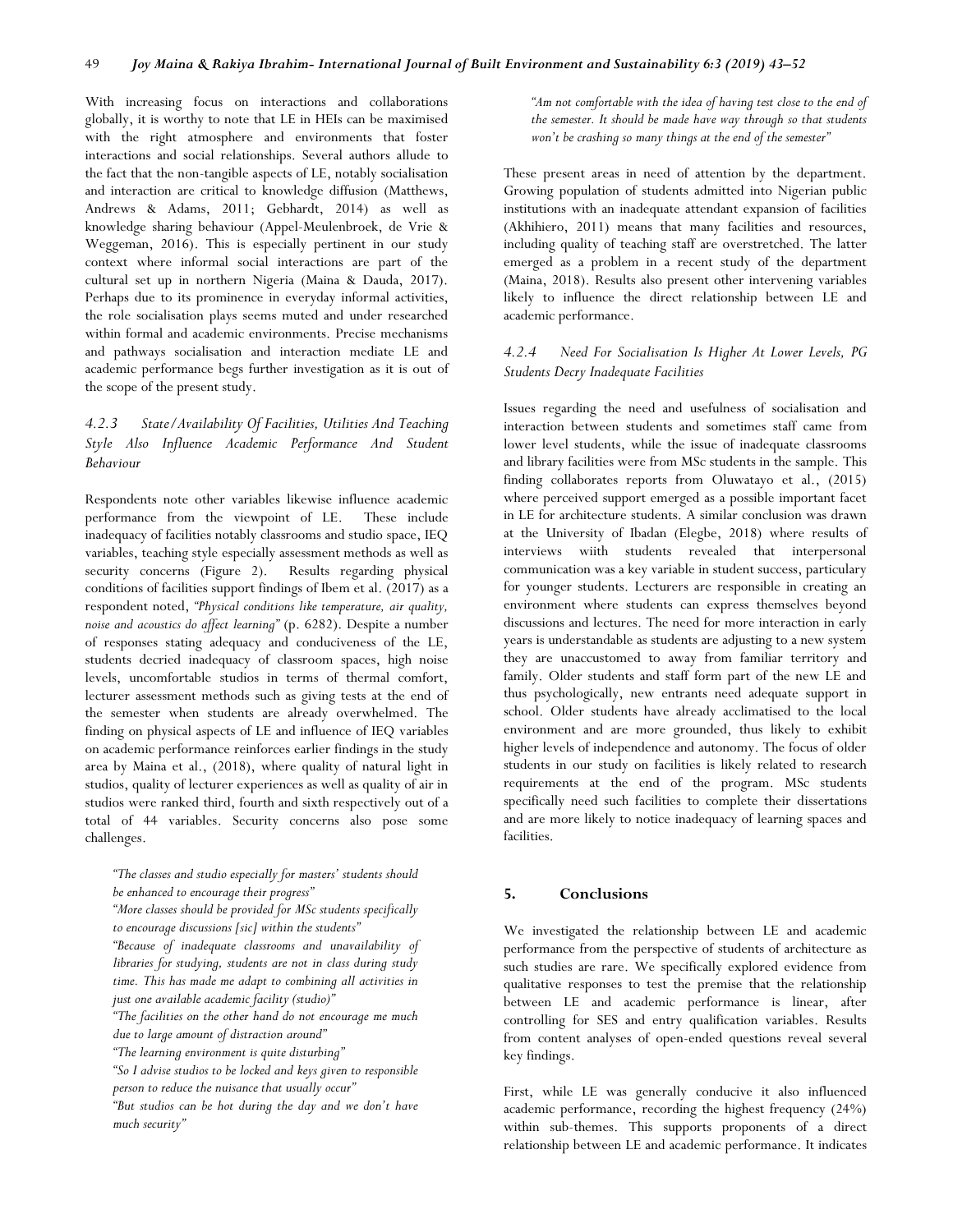With increasing focus on interactions and collaborations globally, it is worthy to note that LE in HEIs can be maximised with the right atmosphere and environments that foster interactions and social relationships. Several authors allude to the fact that the non-tangible aspects of LE, notably socialisation and interaction are critical to knowledge diffusion (Matthews, Andrews & Adams, 2011; Gebhardt, 2014) as well as knowledge sharing behaviour (Appel-Meulenbroek, de Vrie & Weggeman, 2016). This is especially pertinent in our study context where informal social interactions are part of the cultural set up in northern Nigeria (Maina & Dauda, 2017). Perhaps due to its prominence in everyday informal activities, the role socialisation plays seems muted and under researched within formal and academic environments. Precise mechanisms and pathways socialisation and interaction mediate LE and academic performance begs further investigation as it is out of the scope of the present study.

#### *4.2.3 State/Availability Of Facilities, Utilities And Teaching Style Also Influence Academic Performance And Student Behaviour*

Respondents note other variables likewise influence academic performance from the viewpoint of LE. These include inadequacy of facilities notably classrooms and studio space, IEQ variables, teaching style especially assessment methods as well as security concerns (Figure 2). Results regarding physical conditions of facilities support findings of Ibem et al. (2017) as a respondent noted, *"Physical conditions like temperature, air quality, noise and acoustics do affect learning"* (p. 6282). Despite a number of responses stating adequacy and conduciveness of the LE, students decried inadequacy of classroom spaces, high noise levels, uncomfortable studios in terms of thermal comfort, lecturer assessment methods such as giving tests at the end of the semester when students are already overwhelmed. The finding on physical aspects of LE and influence of IEQ variables on academic performance reinforces earlier findings in the study area by Maina et al., (2018), where quality of natural light in studios, quality of lecturer experiences as well as quality of air in studios were ranked third, fourth and sixth respectively out of a total of 44 variables. Security concerns also pose some challenges.

> *"The classes and studio especially for masters' students should be enhanced to encourage their progress"*
> *"More classes should be provided for MSc students specifically to encourage discussions [sic] within the students"*
> *"Because of inadequate classrooms and unavailability of libraries for studying, students are not in class during study time. This has made me adapt to combining all activities in just one available academic facility (studio)"*
> *"The facilities on the other hand do not encourage me much due to large amount of distraction around"*
> *"The learning environment is quite disturbing"*
> *"So I advise studios to be locked and keys given to responsible person to reduce the nuisance that usually occur"*
> *"But studios can be hot during the day and we don't have much security"*
> *"Am not comfortable with the idea of having test close to the end of the semester. It should be made have way through so that students won't be crashing so many things at the end of the semester"*

These present areas in need of attention by the department. Growing population of students admitted into Nigerian public institutions with an inadequate attendant expansion of facilities (Akhihiero, 2011) means that many facilities and resources, including quality of teaching staff are overstretched. The latter emerged as a problem in a recent study of the department (Maina, 2018). Results also present other intervening variables likely to influence the direct relationship between LE and academic performance.

#### *4.2.4 Need For Socialisation Is Higher At Lower Levels, PG Students Decry Inadequate Facilities*

Issues regarding the need and usefulness of socialisation and interaction between students and sometimes staff came from lower level students, while the issue of inadequate classrooms and library facilities were from MSc students in the sample. This finding collaborates reports from Oluwatayo et al., (2015) where perceived support emerged as a possible important facet in LE for architecture students. A similar conclusion was drawn at the University of Ibadan (Elegbe, 2018) where results of interviews wiith students revealed that interpersonal communication was a key variable in student success, particulary for younger students. Lecturers are responsible in creating an environment where students can express themselves beyond discussions and lectures. The need for more interaction in early years is understandable as students are adjusting to a new system they are unaccustomed to away from familiar territory and family. Older students and staff form part of the new LE and thus psychologically, new entrants need adequate support in school. Older students have already acclimatised to the local environment and are more grounded, thus likely to exhibit higher levels of independence and autonomy. The focus of older students in our study on facilities is likely related to research requirements at the end of the program. MSc students specifically need such facilities to complete their dissertations and are more likely to notice inadequacy of learning spaces and facilities.

## 5. Conclusions

We investigated the relationship between LE and academic performance from the perspective of students of architecture as such studies are rare. We specifically explored evidence from qualitative responses to test the premise that the relationship between LE and academic performance is linear, after controlling for SES and entry qualification variables. Results from content analyses of open-ended questions reveal several key findings.

First, while LE was generally conducive it also influenced academic performance, recording the highest frequency (24%) within sub-themes. This supports proponents of a direct relationship between LE and academic performance. It indicates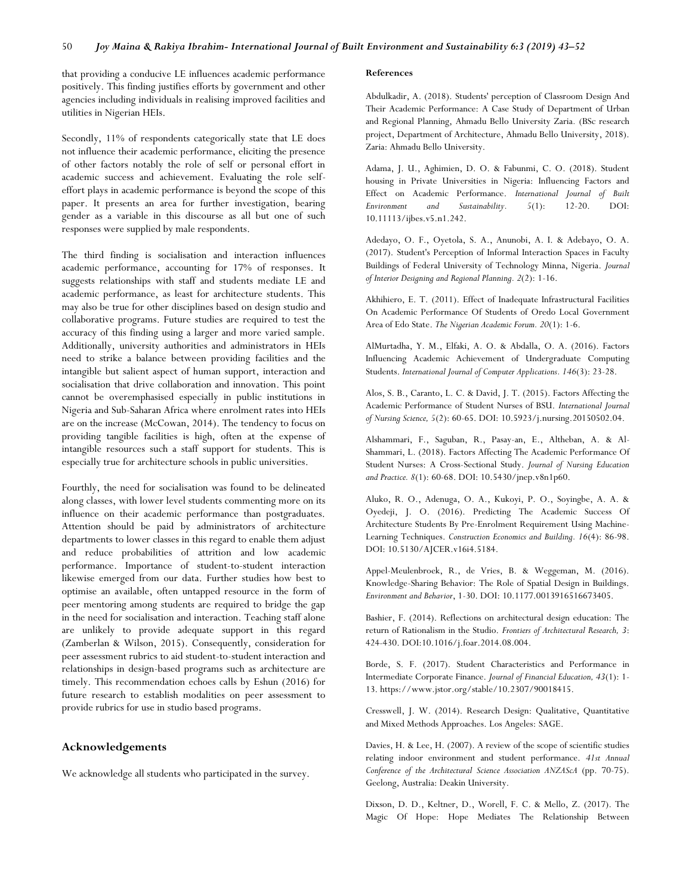that providing a conducive LE influences academic performance positively. This finding justifies efforts by government and other agencies including individuals in realising improved facilities and utilities in Nigerian HEIs.

Secondly, 11% of respondents categorically state that LE does not influence their academic performance, eliciting the presence of other factors notably the role of self or personal effort in academic success and achievement. Evaluating the role self-effort plays in academic performance is beyond the scope of this paper. It presents an area for further investigation, bearing gender as a variable in this discourse as all but one of such responses were supplied by male respondents.

The third finding is socialisation and interaction influences academic performance, accounting for 17% of responses. It suggests relationships with staff and students mediate LE and academic performance, as least for architecture students. This may also be true for other disciplines based on design studio and collaborative programs. Future studies are required to test the accuracy of this finding using a larger and more varied sample. Additionally, university authorities and administrators in HEIs need to strike a balance between providing facilities and the intangible but salient aspect of human support, interaction and socialisation that drive collaboration and innovation. This point cannot be overemphasised especially in public institutions in Nigeria and Sub-Saharan Africa where enrolment rates into HEIs are on the increase (McCowan, 2014). The tendency to focus on providing tangible facilities is high, often at the expense of intangible resources such a staff support for students. This is especially true for architecture schools in public universities.

Fourthly, the need for socialisation was found to be delineated along classes, with lower level students commenting more on its influence on their academic performance than postgraduates. Attention should be paid by administrators of architecture departments to lower classes in this regard to enable them adjust and reduce probabilities of attrition and low academic performance. Importance of student-to-student interaction likewise emerged from our data. Further studies how best to optimise an available, often untapped resource in the form of peer mentoring among students are required to bridge the gap in the need for socialisation and interaction. Teaching staff alone are unlikely to provide adequate support in this regard (Zamberlan & Wilson, 2015). Consequently, consideration for peer assessment rubrics to aid student-to-student interaction and relationships in design-based programs such as architecture are timely. This recommendation echoes calls by Eshun (2016) for future research to establish modalities on peer assessment to provide rubrics for use in studio based programs.

## Acknowledgements

We acknowledge all students who participated in the survey.

## References

Abdulkadir, A. (2018). Students' perception of Classroom Design And Their Academic Performance: A Case Study of Department of Urban and Regional Planning, Ahmadu Bello University Zaria. (BSc research project, Department of Architecture, Ahmadu Bello University, 2018). Zaria: Ahmadu Bello University.

Adama, J. U., Aghimien, D. O. & Fabunmi, C. O. (2018). Student housing in Private Universities in Nigeria: Influencing Factors and Effect on Academic Performance. *International Journal of Built Environment and Sustainability. 5*(1): 12-20. DOI: 10.11113/ijbes.v5.n1.242.

Adedayo, O. F., Oyetola, S. A., Anunobi, A. I. & Adebayo, O. A. (2017). Student's Perception of Informal Interaction Spaces in Faculty Buildings of Federal University of Technology Minna, Nigeria. *Journal of Interior Designing and Regional Planning. 2*(2): 1-16.

Akhihiero, E. T. (2011). Effect of Inadequate Infrastructural Facilities On Academic Performance Of Students of Oredo Local Government Area of Edo State. *The Nigerian Academic Forum. 20*(1): 1-6.

AlMurtadha, Y. M., Elfaki, A. O. & Abdalla, O. A. (2016). Factors Influencing Academic Achievement of Undergraduate Computing Students. *International Journal of Computer Applications. 146*(3): 23-28.

Alos, S. B., Caranto, L. C. & David, J. T. (2015). Factors Affecting the Academic Performance of Student Nurses of BSU. *International Journal of Nursing Science, 5*(2): 60-65. DOI: 10.5923/j.nursing.20150502.04.

Alshammari, F., Saguban, R., Pasay-an, E., Altheban, A. & Al-Shammari, L. (2018). Factors Affecting The Academic Performance Of Student Nurses: A Cross-Sectional Study. *Journal of Nursing Education and Practice. 8*(1): 60-68. DOI: 10.5430/jnep.v8n1p60.

Aluko, R. O., Adenuga, O. A., Kukoyi, P. O., Soyingbe, A. A. & Oyedeji, J. O. (2016). Predicting The Academic Success Of Architecture Students By Pre-Enrolment Requirement Using Machine-Learning Techniques. *Construction Economics and Building. 16*(4): 86-98. DOI: 10.5130/AJCER.v16i4.5184.

Appel-Meulenbroek, R., de Vries, B. & Weggeman, M. (2016). Knowledge-Sharing Behavior: The Role of Spatial Design in Buildings. *Environment and Behavior*, 1-30. DOI: 10.1177.0013916516673405.

Bashier, F. (2014). Reflections on architectural design education: The return of Rationalism in the Studio. *Frontiers of Architectural Research, 3*: 424-430. DOI:10.1016/j.foar.2014.08.004.

Borde, S. F. (2017). Student Characteristics and Performance in Intermediate Corporate Finance. *Journal of Financial Education, 43*(1): 1-13. https://www.jstor.org/stable/10.2307/90018415.

Cresswell, J. W. (2014). Research Design: Qualitative, Quantitative and Mixed Methods Approaches. Los Angeles: SAGE.

Davies, H. & Lee, H. (2007). A review of the scope of scientific studies relating indoor environment and student performance. *41st Annual Conference of the Architectural Science Association ANZAScA* (pp. 70-75). Geelong, Australia: Deakin University.

Dixson, D. D., Keltner, D., Worell, F. C. & Mello, Z. (2017). The Magic Of Hope: Hope Mediates The Relationship Between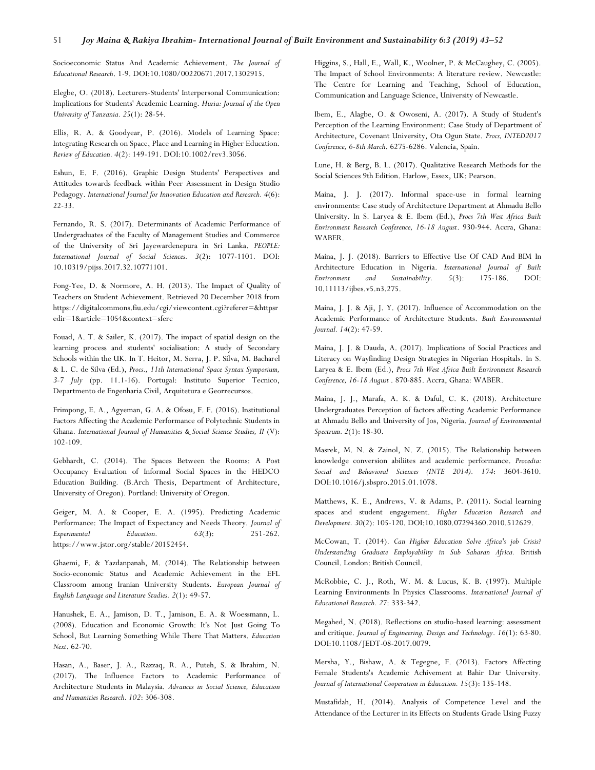Socioeconomic Status And Academic Achievement. *The Journal of Educational Research*. 1-9. DOI:10.1080/00220671.2017.1302915.

Elegbe, O. (2018). Lecturers-Students' Interpersonal Communication: Implications for Students' Academic Learning. *Huria: Journal of the Open University of Tanzania. 25*(1): 28-54.

Ellis, R. A. & Goodyear, P. (2016). Models of Learning Space: Integrating Research on Space, Place and Learning in Higher Education. *Review of Education. 4*(2): 149-191. DOI:10.1002/rev3.3056.

Eshun, E. F. (2016). Graphic Design Students' Perspectives and Attitudes towards feedback within Peer Assessment in Design Studio Pedagogy. *International Journal for Innovation Education and Research. 4*(6): 22-33.

Fernando, R. S. (2017). Determinants of Academic Performance of Undergraduates of the Faculty of Management Studies and Commerce of the University of Sri Jayewardenepura in Sri Lanka. *PEOPLE: International Journal of Social Sciences. 3*(2): 1077-1101. DOI: 10.10319/pijss.2017.32.10771101.

Fong-Yee, D. & Normore, A. H. (2013). The Impact of Quality of Teachers on Student Achievement. Retrieved 20 December 2018 from https://digitalcommons.fiu.edu/cgi/viewcontent.cgi?referer=&httpsredir=1&article=1054&context=sferc

Fouad, A. T. & Sailer, K. (2017). The impact of spatial design on the learning process and students' socialisation: A study of Secondary Schools within the UK. In T. Heitor, M. Serra, J. P. Silva, M. Bacharel & L. C. de Silva (Ed.), *Procs., 11th International Space Syntax Symposium, 3-7 July* (pp. 11.1-16). Portugal: Instituto Superior Tecnico, Departmento de Engenharia Civil, Arquitetura e Georrecursos.

Frimpong, E. A., Agyeman, G. A. & Ofosu, F. F. (2016). Institutional Factors Affecting the Academic Performance of Polytechnic Students in Ghana. *International Journal of Humanities & Social Science Studies, II* (V): 102-109.

Gebhardt, C. (2014). The Spaces Between the Rooms: A Post Occupancy Evaluation of Informal Social Spaces in the HEDCO Education Building. (B.Arch Thesis, Department of Architecture, University of Oregon). Portland: University of Oregon.

Geiger, M. A. & Cooper, E. A. (1995). Predicting Academic Performance: The Impact of Expectancy and Needs Theory. *Journal of Experimental Education. 63*(3): 251-262. https://www.jstor.org/stable/20152454.

Ghaemi, F. & Yazdanpanah, M. (2014). The Relationship between Socio-economic Status and Academic Achievement in the EFL Classroom among Iranian University Students. *European Journal of English Language and Literature Studies. 2*(1): 49-57.

Hanushek, E. A., Jamison, D. T., Jamison, E. A. & Woessmann, L. (2008). Education and Economic Growth: It's Not Just Going To School, But Learning Something While There That Matters. *Education Next*. 62-70.

Hasan, A., Baser, J. A., Razzaq, R. A., Puteh, S. & Ibrahim, N. (2017). The Influence Factors to Academic Performance of Architecture Students in Malaysia. *Advances in Social Science, Education and Humanities Research. 102*: 306-308.

Higgins, S., Hall, E., Wall, K., Woolner, P. & McCaughey, C. (2005). The Impact of School Environments: A literature review. Newcastle: The Centre for Learning and Teaching, School of Education, Communication and Language Science, University of Newcastle.

Ibem, E., Alagbe, O. & Owoseni, A. (2017). A Study of Student's Perception of the Learning Environment: Case Study of Department of Architecture, Covenant University, Ota Ogun State. *Procs, INTED2017 Conference, 6-8th March*. 6275-6286. Valencia, Spain.

Lune, H. & Berg, B. L. (2017). Qualitative Research Methods for the Social Sciences 9th Edition. Harlow, Essex, UK: Pearson.

Maina, J. J. (2017). Informal space-use in formal learning environments: Case study of Architecture Department at Ahmadu Bello University. In S. Laryea & E. Ibem (Ed.), *Procs 7th West Africa Built Environment Research Conference, 16-18 August*. 930-944. Accra, Ghana: WABER.

Maina, J. J. (2018). Barriers to Effective Use Of CAD And BIM In Architecture Education in Nigeria. *International Journal of Built Environment and Sustainability. 5*(3): 175-186. DOI: 10.11113/ijbes.v5.n3.275.

Maina, J. J. & Aji, J. Y. (2017). Influence of Accommodation on the Academic Performance of Architecture Students. *Built Environmental Journal. 14*(2): 47-59.

Maina, J. J. & Dauda, A. (2017). Implications of Social Practices and Literacy on Wayfinding Design Strategies in Nigerian Hospitals. In S. Laryea & E. Ibem (Ed.), *Procs 7th West Africa Built Environment Research Conference, 16-18 August* . 870-885. Accra, Ghana: WABER.

Maina, J. J., Marafa, A. K. & Daful, C. K. (2018). Architecture Undergraduates Perception of factors affecting Academic Performance at Ahmadu Bello and University of Jos, Nigeria. *Journal of Environmental Spectrum. 2*(1): 18-30.

Masrek, M. N. & Zainol, N. Z. (2015). The Relationship between knowledge conversion abiliites and academic performance. *Procedia: Social and Behavioral Sciences (INTE 2014). 174*: 3604-3610. DOI:10.1016/j.sbspro.2015.01.1078.

Matthews, K. E., Andrews, V. & Adams, P. (2011). Social learning spaces and student engagement. *Higher Education Research and Development. 30*(2): 105-120. DOI:10.1080.07294360.2010.512629.

McCowan, T. (2014). *Can Higher Education Solve Africa's job Crisis? Understanding Graduate Employability in Sub Saharan Africa.* British Council. London: British Council.

McRobbie, C. J., Roth, W. M. & Lucus, K. B. (1997). Multiple Learning Environments In Physics Classrooms. *International Journal of Educational Research. 27*: 333-342.

Megahed, N. (2018). Reflections on studio-based learning: assessment and critique. *Journal of Engineering, Design and Technology. 16*(1): 63-80. DOI:10.1108/JEDT-08-2017.0079.

Mersha, Y., Bishaw, A. & Tegegne, F. (2013). Factors Affecting Female Students's Academic Achivement at Bahir Dar University. *Journal of International Cooperation in Education. 15*(3): 135-148.

Mustafidah, H. (2014). Analysis of Competence Level and the Attendance of the Lecturer in its Effects on Students Grade Using Fuzzy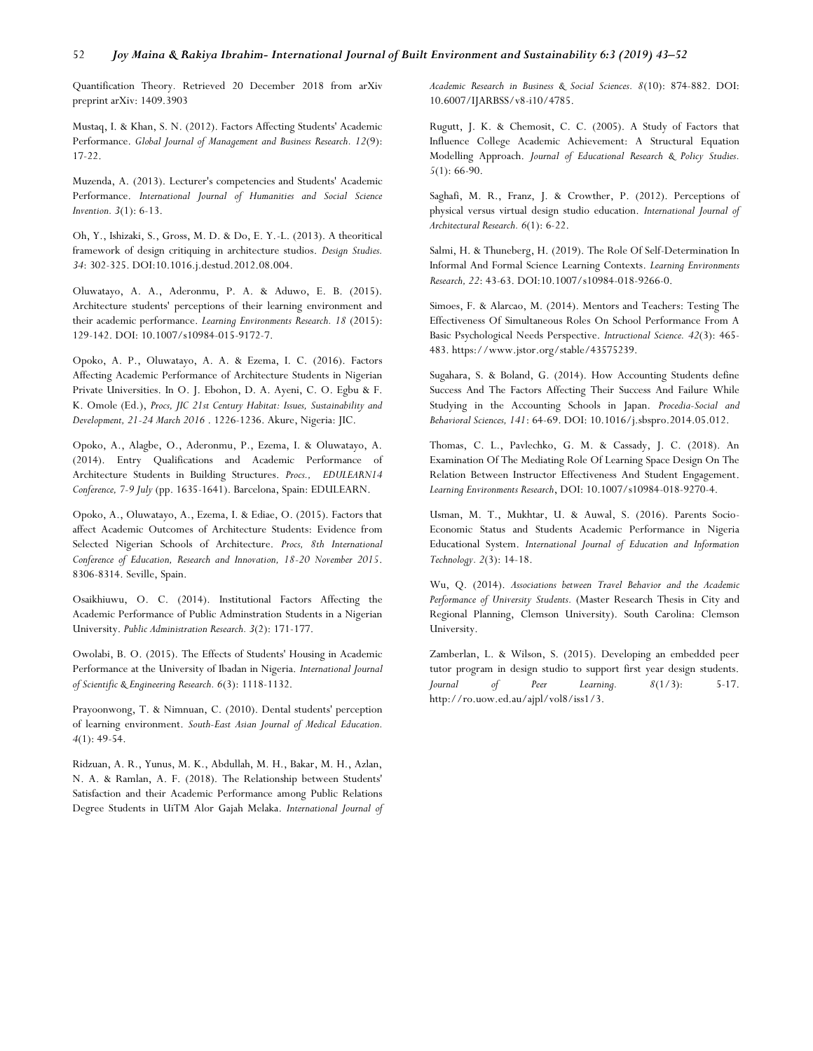Quantification Theory. Retrieved 20 December 2018 from arXiv preprint arXiv: 1409.3903

Mustaq, I. & Khan, S. N. (2012). Factors Affecting Students' Academic Performance. *Global Journal of Management and Business Research. 12*(9): 17-22.

Muzenda, A. (2013). Lecturer's competencies and Students' Academic Performance. *International Journal of Humanities and Social Science Invention. 3*(1): 6-13.

Oh, Y., Ishizaki, S., Gross, M. D. & Do, E. Y.-L. (2013). A theoritical framework of design critiquing in architecture studios. *Design Studies. 34*: 302-325. DOI:10.1016.j.destud.2012.08.004.

Oluwatayo, A. A., Aderonmu, P. A. & Aduwo, E. B. (2015). Architecture students' perceptions of their learning environment and their academic performance. *Learning Environments Research. 18* (2015): 129-142. DOI: 10.1007/s10984-015-9172-7.

Opoko, A. P., Oluwatayo, A. A. & Ezema, I. C. (2016). Factors Affecting Academic Performance of Architecture Students in Nigerian Private Universities. In O. J. Ebohon, D. A. Ayeni, C. O. Egbu & F. K. Omole (Ed.), *Procs, JIC 21st Century Habitat: Issues, Sustainability and Development, 21-24 March 2016* . 1226-1236. Akure, Nigeria: JIC.

Opoko, A., Alagbe, O., Aderonmu, P., Ezema, I. & Oluwatayo, A. (2014). Entry Qualifications and Academic Performance of Architecture Students in Building Structures. *Procs., EDULEARN14 Conference, 7-9 July* (pp. 1635-1641). Barcelona, Spain: EDULEARN.

Opoko, A., Oluwatayo, A., Ezema, I. & Ediae, O. (2015). Factors that affect Academic Outcomes of Architecture Students: Evidence from Selected Nigerian Schools of Architecture. *Procs, 8th International Conference of Education, Research and Innovation, 18-20 November 2015*. 8306-8314. Seville, Spain.

Osaikhiuwu, O. C. (2014). Institutional Factors Affecting the Academic Performance of Public Adminstration Students in a Nigerian University. *Public Administration Research. 3*(2): 171-177.

Owolabi, B. O. (2015). The Effects of Students' Housing in Academic Performance at the University of Ibadan in Nigeria. *International Journal of Scientific & Engineering Research. 6*(3): 1118-1132.

Prayoonwong, T. & Nimnuan, C. (2010). Dental students' perception of learning environment. *South-East Asian Journal of Medical Education. 4*(1): 49-54.

Ridzuan, A. R., Yunus, M. K., Abdullah, M. H., Bakar, M. H., Azlan, N. A. & Ramlan, A. F. (2018). The Relationship between Students' Satisfaction and their Academic Performance among Public Relations Degree Students in UiTM Alor Gajah Melaka. *International Journal of Academic Research in Business & Social Sciences. 8*(10): 874-882. DOI: 10.6007/IJARBSS/v8-i10/4785.

Rugutt, J. K. & Chemosit, C. C. (2005). A Study of Factors that Influence College Academic Achievement: A Structural Equation Modelling Approach. *Journal of Educational Research & Policy Studies. 5*(1): 66-90.

Saghafi, M. R., Franz, J. & Crowther, P. (2012). Perceptions of physical versus virtual design studio education. *International Journal of Architectural Research. 6*(1): 6-22.

Salmi, H. & Thuneberg, H. (2019). The Role Of Self-Determination In Informal And Formal Science Learning Contexts. *Learning Environments Research, 22*: 43-63. DOI:10.1007/s10984-018-9266-0.

Simoes, F. & Alarcao, M. (2014). Mentors and Teachers: Testing The Effectiveness Of Simultaneous Roles On School Performance From A Basic Psychological Needs Perspective. *Intructional Science. 42*(3): 465-483. https://www.jstor.org/stable/43575239.

Sugahara, S. & Boland, G. (2014). How Accounting Students define Success And The Factors Affecting Their Success And Failure While Studying in the Accounting Schools in Japan. *Procedia-Social and Behavioral Sciences, 141*: 64-69. DOI: 10.1016/j.sbspro.2014.05.012.

Thomas, C. L., Pavlechko, G. M. & Cassady, J. C. (2018). An Examination Of The Mediating Role Of Learning Space Design On The Relation Between Instructor Effectiveness And Student Engagement. *Learning Environments Research*, DOI: 10.1007/s10984-018-9270-4.

Usman, M. T., Mukhtar, U. & Auwal, S. (2016). Parents Socio-Economic Status and Students Academic Performance in Nigeria Educational System. *International Journal of Education and Information Technology. 2*(3): 14-18.

Wu, Q. (2014). *Associations between Travel Behavior and the Academic Performance of University Students*. (Master Research Thesis in City and Regional Planning, Clemson University). South Carolina: Clemson University.

Zamberlan, L. & Wilson, S. (2015). Developing an embedded peer tutor program in design studio to support first year design students. *Journal of Peer Learning. 8*(1/3): 5-17. http://ro.uow.ed.au/ajpl/vol8/iss1/3.